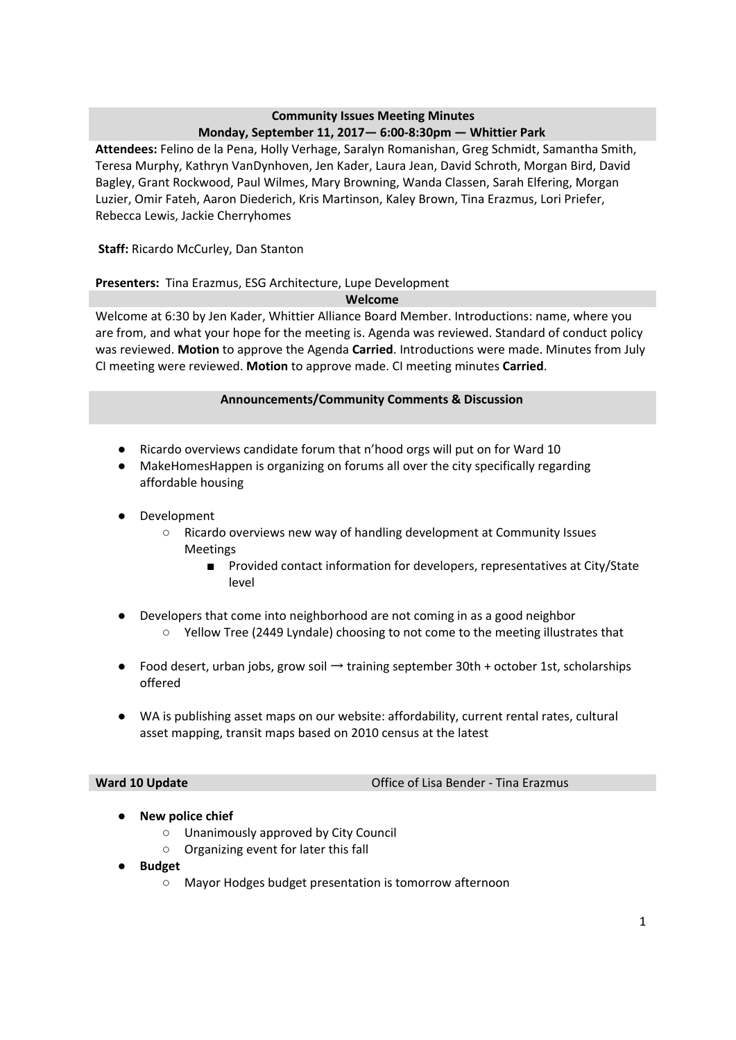## Community Issues Meeting Minutes
### Monday, September 11, 2017— 6:00-8:30pm — Whittier Park

**Attendees:** Felino de la Pena, Holly Verhage, Saralyn Romanishan, Greg Schmidt, Samantha Smith, Teresa Murphy, Kathryn VanDynhoven, Jen Kader, Laura Jean, David Schroth, Morgan Bird, David Bagley, Grant Rockwood, Paul Wilmes, Mary Browning, Wanda Classen, Sarah Elfering, Morgan Luzier, Omir Fateh, Aaron Diederich, Kris Martinson, Kaley Brown, Tina Erazmus, Lori Priefer, Rebecca Lewis, Jackie Cherryhomes

**Staff:** Ricardo McCurley, Dan Stanton

**Presenters:** Tina Erazmus, ESG Architecture, Lupe Development

### Welcome

Welcome at 6:30 by Jen Kader, Whittier Alliance Board Member. Introductions: name, where you are from, and what your hope for the meeting is. Agenda was reviewed. Standard of conduct policy was reviewed. **Motion** to approve the Agenda **Carried**. Introductions were made. Minutes from July CI meeting were reviewed. **Motion** to approve made. CI meeting minutes **Carried**.

### Announcements/Community Comments & Discussion

- Ricardo overviews candidate forum that n'hood orgs will put on for Ward 10
- MakeHomesHappen is organizing on forums all over the city specifically regarding affordable housing
- Development
  - Ricardo overviews new way of handling development at Community Issues Meetings
    - Provided contact information for developers, representatives at City/State level
- Developers that come into neighborhood are not coming in as a good neighbor
  - Yellow Tree (2449 Lyndale) choosing to not come to the meeting illustrates that
- Food desert, urban jobs, grow soil → training september 30th + october 1st, scholarships offered
- WA is publishing asset maps on our website: affordability, current rental rates, cultural asset mapping, transit maps based on 2010 census at the latest

### Ward 10 Update — Office of Lisa Bender - Tina Erazmus

- **New police chief**
  - Unanimously approved by City Council
  - Organizing event for later this fall
- **Budget**
  - Mayor Hodges budget presentation is tomorrow afternoon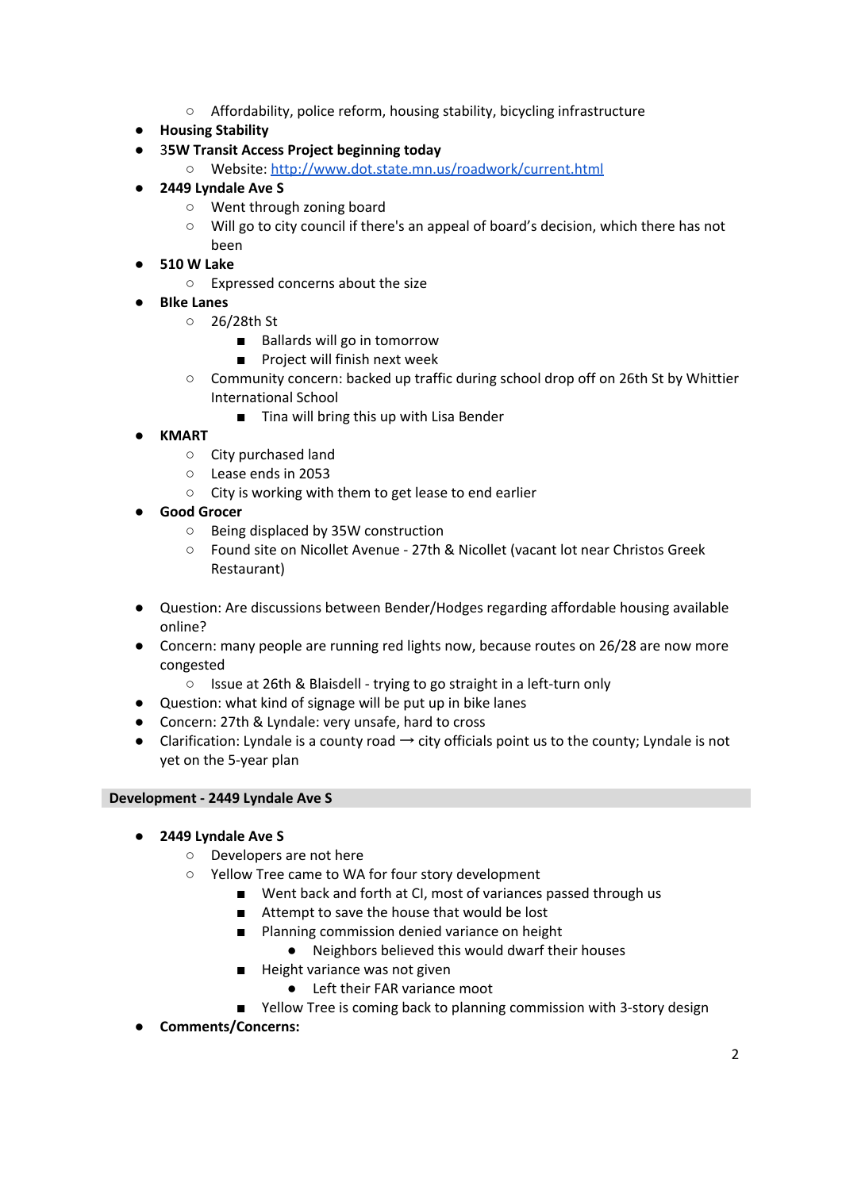- Affordability, police reform, housing stability, bicycling infrastructure
- **Housing Stability**
- **35W Transit Access Project beginning today**
  - Website: [http://www.dot.state.mn.us/roadwork/current.html](http://www.dot.state.mn.us/roadwork/current.html)
- **2449 Lyndale Ave S**
  - Went through zoning board
  - Will go to city council if there's an appeal of board's decision, which there has not been
- **510 W Lake**
  - Expressed concerns about the size
- **BIke Lanes**
  - 26/28th St
    - Ballards will go in tomorrow
    - Project will finish next week
  - Community concern: backed up traffic during school drop off on 26th St by Whittier International School
    - Tina will bring this up with Lisa Bender
- **KMART**
  - City purchased land
  - Lease ends in 2053
  - City is working with them to get lease to end earlier
- **Good Grocer**
  - Being displaced by 35W construction
  - Found site on Nicollet Avenue - 27th & Nicollet (vacant lot near Christos Greek Restaurant)

- Question: Are discussions between Bender/Hodges regarding affordable housing available online?
- Concern: many people are running red lights now, because routes on 26/28 are now more congested
  - Issue at 26th & Blaisdell - trying to go straight in a left-turn only
- Question: what kind of signage will be put up in bike lanes
- Concern: 27th & Lyndale: very unsafe, hard to cross
- Clarification: Lyndale is a county road → city officials point us to the county; Lyndale is not yet on the 5-year plan

## Development - 2449 Lyndale Ave S

- **2449 Lyndale Ave S**
  - Developers are not here
  - Yellow Tree came to WA for four story development
    - Went back and forth at CI, most of variances passed through us
    - Attempt to save the house that would be lost
    - Planning commission denied variance on height
      - Neighbors believed this would dwarf their houses
    - Height variance was not given
      - Left their FAR variance moot
    - Yellow Tree is coming back to planning commission with 3-story design
- **Comments/Concerns:**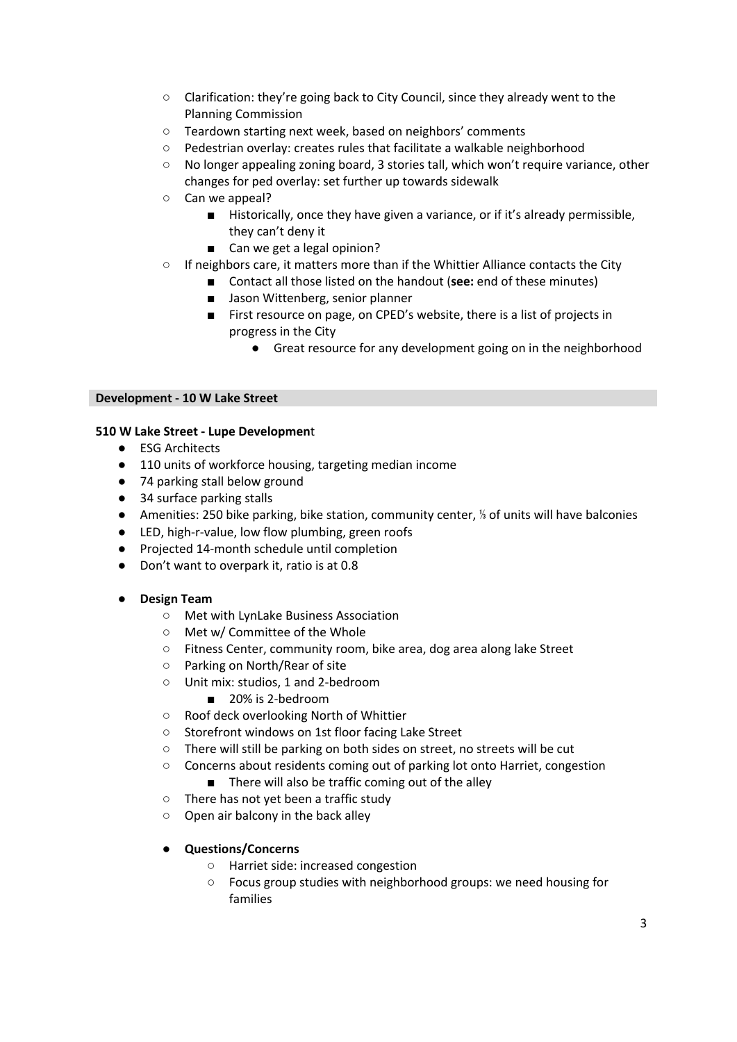- Clarification: they're going back to City Council, since they already went to the Planning Commission
  - Teardown starting next week, based on neighbors' comments
  - Pedestrian overlay: creates rules that facilitate a walkable neighborhood
  - No longer appealing zoning board, 3 stories tall, which won't require variance, other changes for ped overlay: set further up towards sidewalk
  - Can we appeal?
    - Historically, once they have given a variance, or if it's already permissible, they can't deny it
    - Can we get a legal opinion?
  - If neighbors care, it matters more than if the Whittier Alliance contacts the City
    - Contact all those listed on the handout (**see:** end of these minutes)
    - Jason Wittenberg, senior planner
    - First resource on page, on CPED's website, there is a list of projects in progress in the City
      - Great resource for any development going on in the neighborhood

**Development - 10 W Lake Street**

**510 W Lake Street - Lupe Development**

- ESG Architects
- 110 units of workforce housing, targeting median income
- 74 parking stall below ground
- 34 surface parking stalls
- Amenities: 250 bike parking, bike station, community center, ⅓ of units will have balconies
- LED, high-r-value, low flow plumbing, green roofs
- Projected 14-month schedule until completion
- Don't want to overpark it, ratio is at 0.8
- **Design Team**
  - Met with LynLake Business Association
  - Met w/ Committee of the Whole
  - Fitness Center, community room, bike area, dog area along lake Street
  - Parking on North/Rear of site
  - Unit mix: studios, 1 and 2-bedroom
    - 20% is 2-bedroom
  - Roof deck overlooking North of Whittier
  - Storefront windows on 1st floor facing Lake Street
  - There will still be parking on both sides on street, no streets will be cut
  - Concerns about residents coming out of parking lot onto Harriet, congestion
    - There will also be traffic coming out of the alley
  - There has not yet been a traffic study
  - Open air balcony in the back alley
  - **Questions/Concerns**
    - Harriet side: increased congestion
    - Focus group studies with neighborhood groups: we need housing for families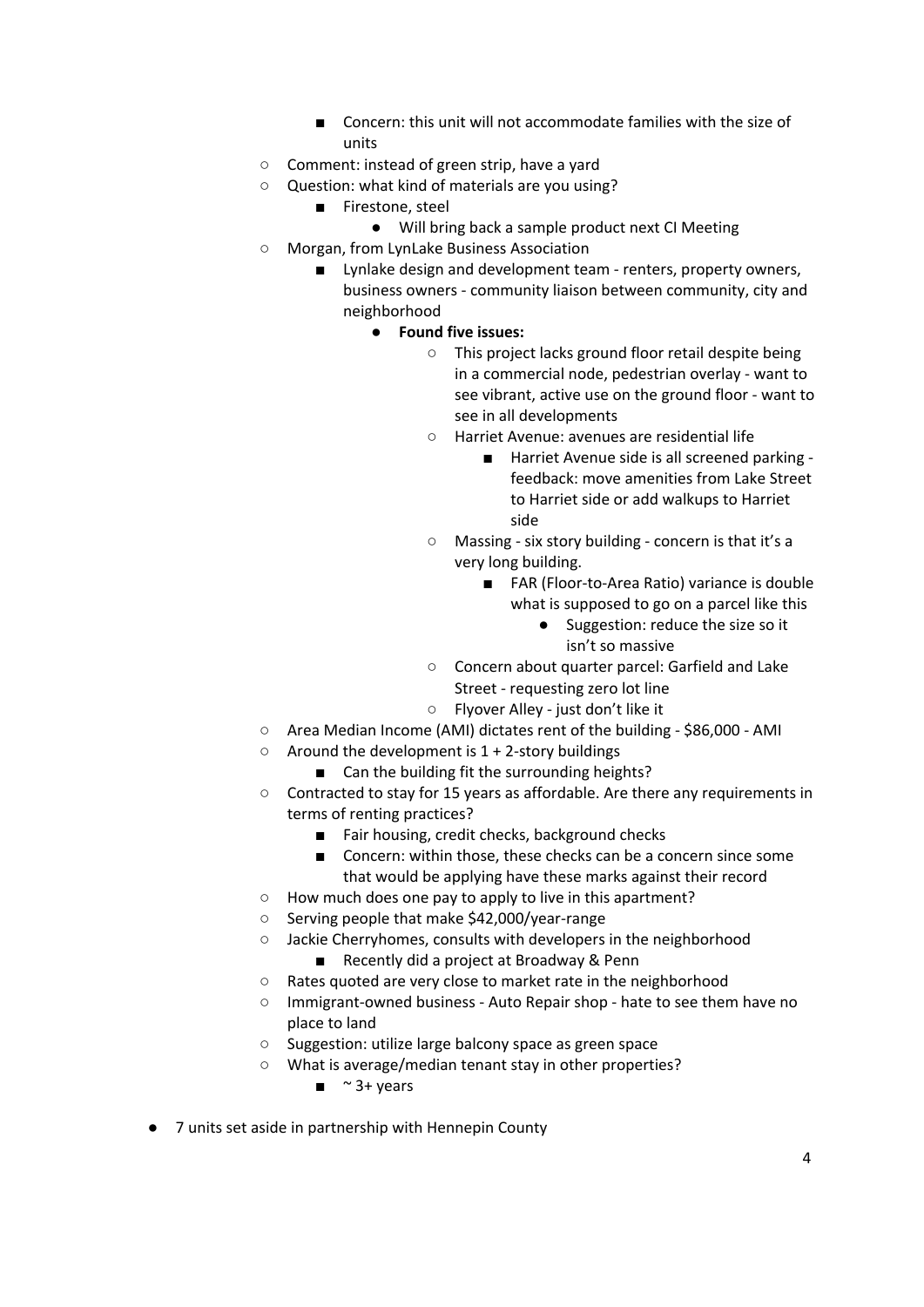- Concern: this unit will not accommodate families with the size of units
    - Comment: instead of green strip, have a yard
    - Question: what kind of materials are you using?
        - Firestone, steel
            - Will bring back a sample product next CI Meeting
    - Morgan, from LynLake Business Association
        - Lynlake design and development team - renters, property owners, business owners - community liaison between community, city and neighborhood
            - **Found five issues:**
                - This project lacks ground floor retail despite being in a commercial node, pedestrian overlay - want to see vibrant, active use on the ground floor - want to see in all developments
                - Harriet Avenue: avenues are residential life
                    - Harriet Avenue side is all screened parking - feedback: move amenities from Lake Street to Harriet side or add walkups to Harriet side
                - Massing - six story building - concern is that it's a very long building.
                    - FAR (Floor-to-Area Ratio) variance is double what is supposed to go on a parcel like this
                        - Suggestion: reduce the size so it isn't so massive
                - Concern about quarter parcel: Garfield and Lake Street - requesting zero lot line
                - Flyover Alley - just don't like it
    - Area Median Income (AMI) dictates rent of the building - $86,000 - AMI
    - Around the development is 1 + 2-story buildings
        - Can the building fit the surrounding heights?
    - Contracted to stay for 15 years as affordable. Are there any requirements in terms of renting practices?
        - Fair housing, credit checks, background checks
        - Concern: within those, these checks can be a concern since some that would be applying have these marks against their record
    - How much does one pay to apply to live in this apartment?
    - Serving people that make $42,000/year-range
    - Jackie Cherryhomes, consults with developers in the neighborhood
        - Recently did a project at Broadway & Penn
    - Rates quoted are very close to market rate in the neighborhood
    - Immigrant-owned business - Auto Repair shop - hate to see them have no place to land
    - Suggestion: utilize large balcony space as green space
    - What is average/median tenant stay in other properties?
        - ~ 3+ years

- 7 units set aside in partnership with Hennepin County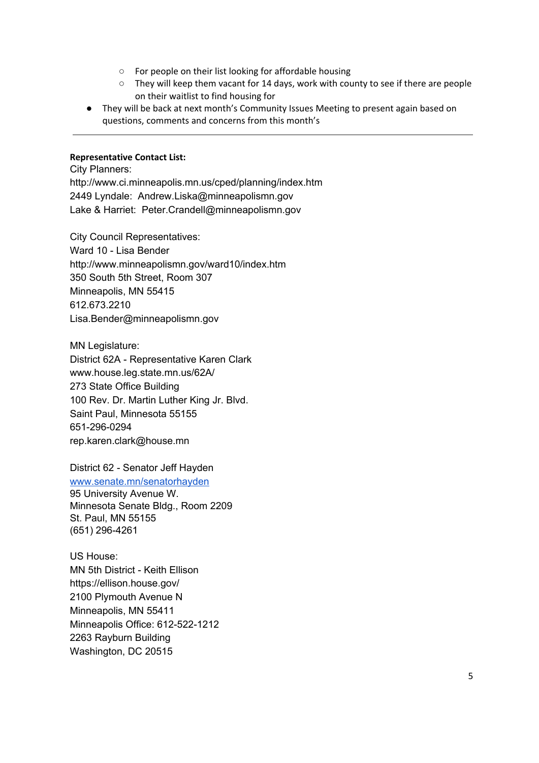- For people on their list looking for affordable housing
    - They will keep them vacant for 14 days, work with county to see if there are people on their waitlist to find housing for
- They will be back at next month's Community Issues Meeting to present again based on questions, comments and concerns from this month's

---

**Representative Contact List:**

City Planners:
http://www.ci.minneapolis.mn.us/cped/planning/index.htm
2449 Lyndale: Andrew.Liska@minneapolismn.gov
Lake & Harriet: Peter.Crandell@minneapolismn.gov

City Council Representatives:
Ward 10 - Lisa Bender
http://www.minneapolismn.gov/ward10/index.htm
350 South 5th Street, Room 307
Minneapolis, MN 55415
612.673.2210
Lisa.Bender@minneapolismn.gov

MN Legislature:
District 62A - Representative Karen Clark
www.house.leg.state.mn.us/62A/
273 State Office Building
100 Rev. Dr. Martin Luther King Jr. Blvd.
Saint Paul, Minnesota 55155
651-296-0294
rep.karen.clark@house.mn

District 62 - Senator Jeff Hayden
[www.senate.mn/senatorhayden](www.senate.mn/senatorhayden)
95 University Avenue W.
Minnesota Senate Bldg., Room 2209
St. Paul, MN 55155
(651) 296-4261

US House:
MN 5th District - Keith Ellison
https://ellison.house.gov/
2100 Plymouth Avenue N
Minneapolis, MN 55411
Minneapolis Office: 612-522-1212
2263 Rayburn Building
Washington, DC 20515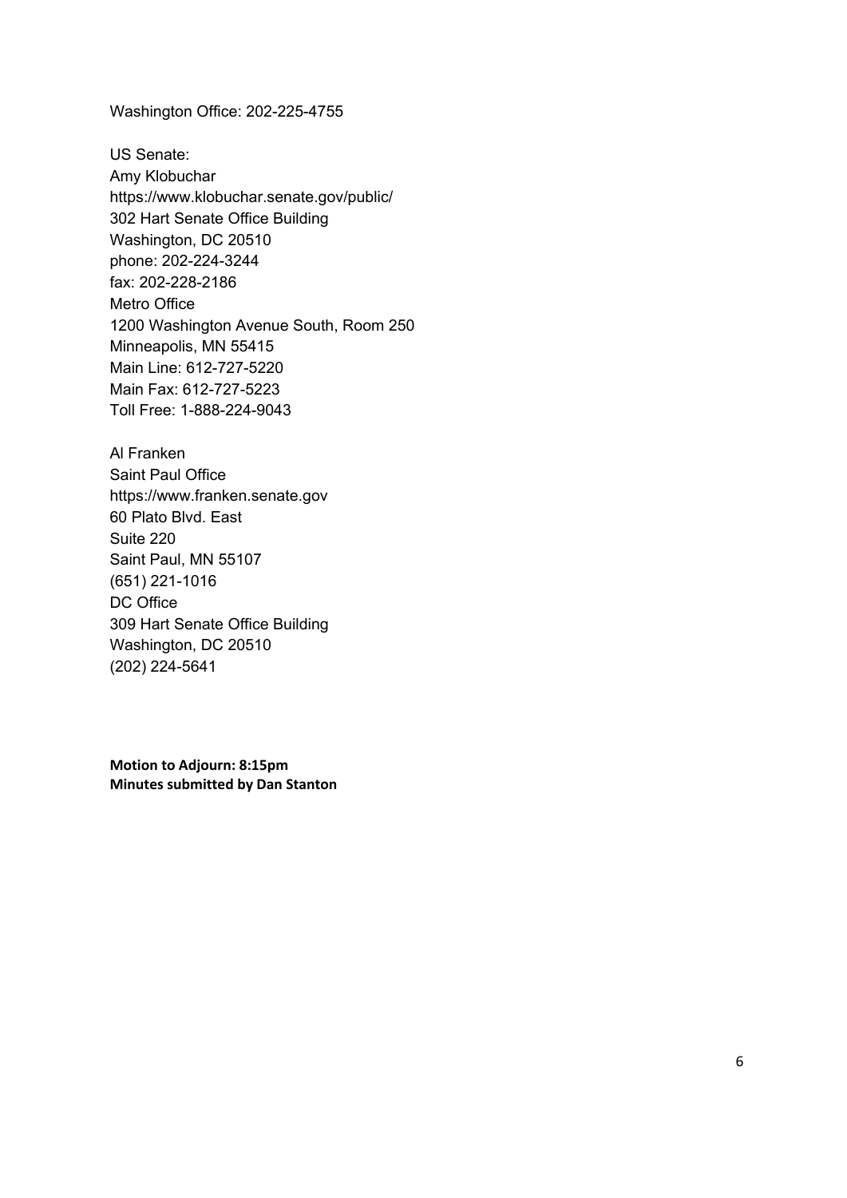Washington Office: 202-225-4755

US Senate:
Amy Klobuchar
https://www.klobuchar.senate.gov/public/
302 Hart Senate Office Building
Washington, DC 20510
phone: 202-224-3244
fax: 202-228-2186
Metro Office
1200 Washington Avenue South, Room 250
Minneapolis, MN 55415
Main Line: 612-727-5220
Main Fax: 612-727-5223
Toll Free: 1-888-224-9043

Al Franken
Saint Paul Office
https://www.franken.senate.gov
60 Plato Blvd. East
Suite 220
Saint Paul, MN 55107
(651) 221-1016
DC Office
309 Hart Senate Office Building
Washington, DC 20510
(202) 224-5641

**Motion to Adjourn: 8:15pm**
**Minutes submitted by Dan Stanton**